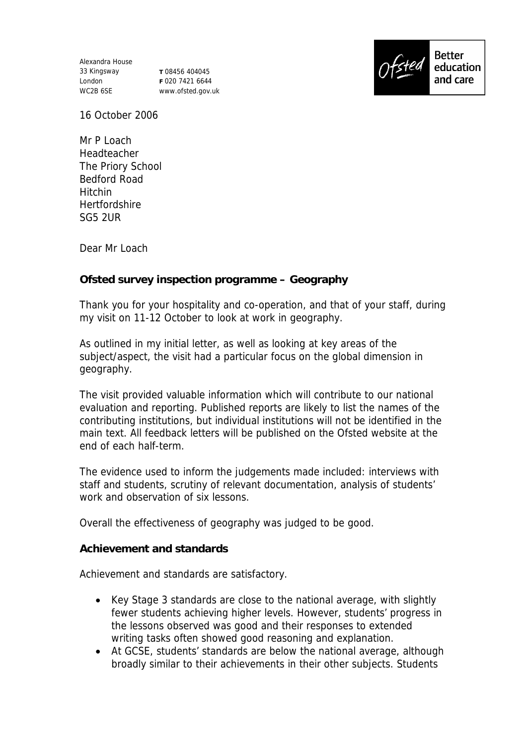Alexandra House
33 Kingsway
London
WC2B 6SE

**T** 08456 404045
**F** 020 7421 6644
www.ofsted.gov.uk

Ofsted Better education and care

16 October 2006

Mr P Loach
Headteacher
The Priory School
Bedford Road
Hitchin
Hertfordshire
SG5 2UR

Dear Mr Loach

**Ofsted survey inspection programme – Geography**

Thank you for your hospitality and co-operation, and that of your staff, during my visit on 11-12 October to look at work in geography.

As outlined in my initial letter, as well as looking at key areas of the subject/aspect, the visit had a particular focus on the global dimension in geography.

The visit provided valuable information which will contribute to our national evaluation and reporting. Published reports are likely to list the names of the contributing institutions, but individual institutions will not be identified in the main text. All feedback letters will be published on the Ofsted website at the end of each half-term.

The evidence used to inform the judgements made included: interviews with staff and students, scrutiny of relevant documentation, analysis of students' work and observation of six lessons.

Overall the effectiveness of geography was judged to be good.

**Achievement and standards**

Achievement and standards are satisfactory.

- Key Stage 3 standards are close to the national average, with slightly fewer students achieving higher levels. However, students' progress in the lessons observed was good and their responses to extended writing tasks often showed good reasoning and explanation.
- At GCSE, students' standards are below the national average, although broadly similar to their achievements in their other subjects. Students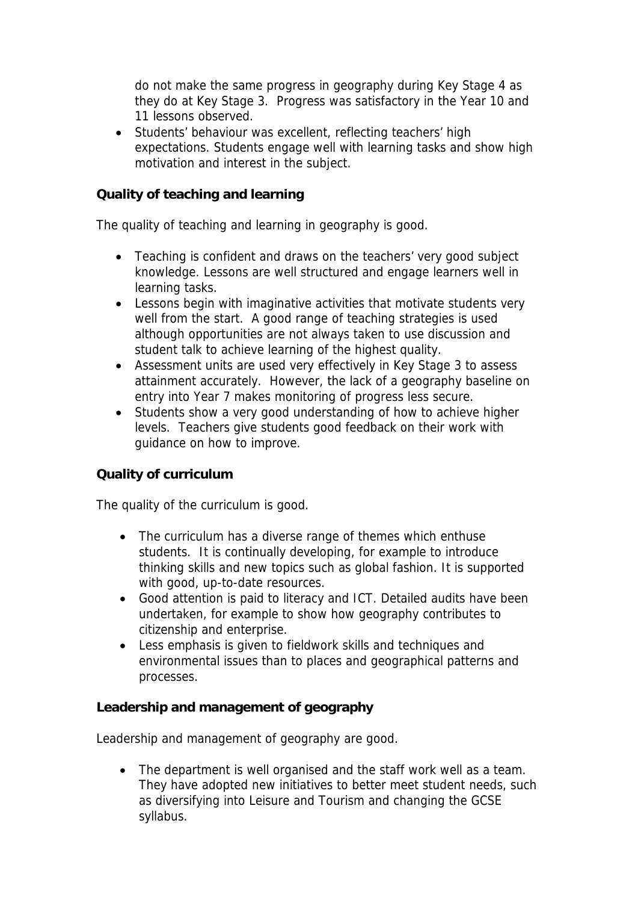do not make the same progress in geography during Key Stage 4 as they do at Key Stage 3. Progress was satisfactory in the Year 10 and 11 lessons observed.

- Students' behaviour was excellent, reflecting teachers' high expectations. Students engage well with learning tasks and show high motivation and interest in the subject.

**Quality of teaching and learning**

The quality of teaching and learning in geography is good.

- Teaching is confident and draws on the teachers' very good subject knowledge. Lessons are well structured and engage learners well in learning tasks.
- Lessons begin with imaginative activities that motivate students very well from the start. A good range of teaching strategies is used although opportunities are not always taken to use discussion and student talk to achieve learning of the highest quality.
- Assessment units are used very effectively in Key Stage 3 to assess attainment accurately. However, the lack of a geography baseline on entry into Year 7 makes monitoring of progress less secure.
- Students show a very good understanding of how to achieve higher levels. Teachers give students good feedback on their work with guidance on how to improve.

**Quality of curriculum**

The quality of the curriculum is good.

- The curriculum has a diverse range of themes which enthuse students. It is continually developing, for example to introduce thinking skills and new topics such as global fashion. It is supported with good, up-to-date resources.
- Good attention is paid to literacy and ICT. Detailed audits have been undertaken, for example to show how geography contributes to citizenship and enterprise.
- Less emphasis is given to fieldwork skills and techniques and environmental issues than to places and geographical patterns and processes.

**Leadership and management of geography**

Leadership and management of geography are good.

- The department is well organised and the staff work well as a team. They have adopted new initiatives to better meet student needs, such as diversifying into Leisure and Tourism and changing the GCSE syllabus.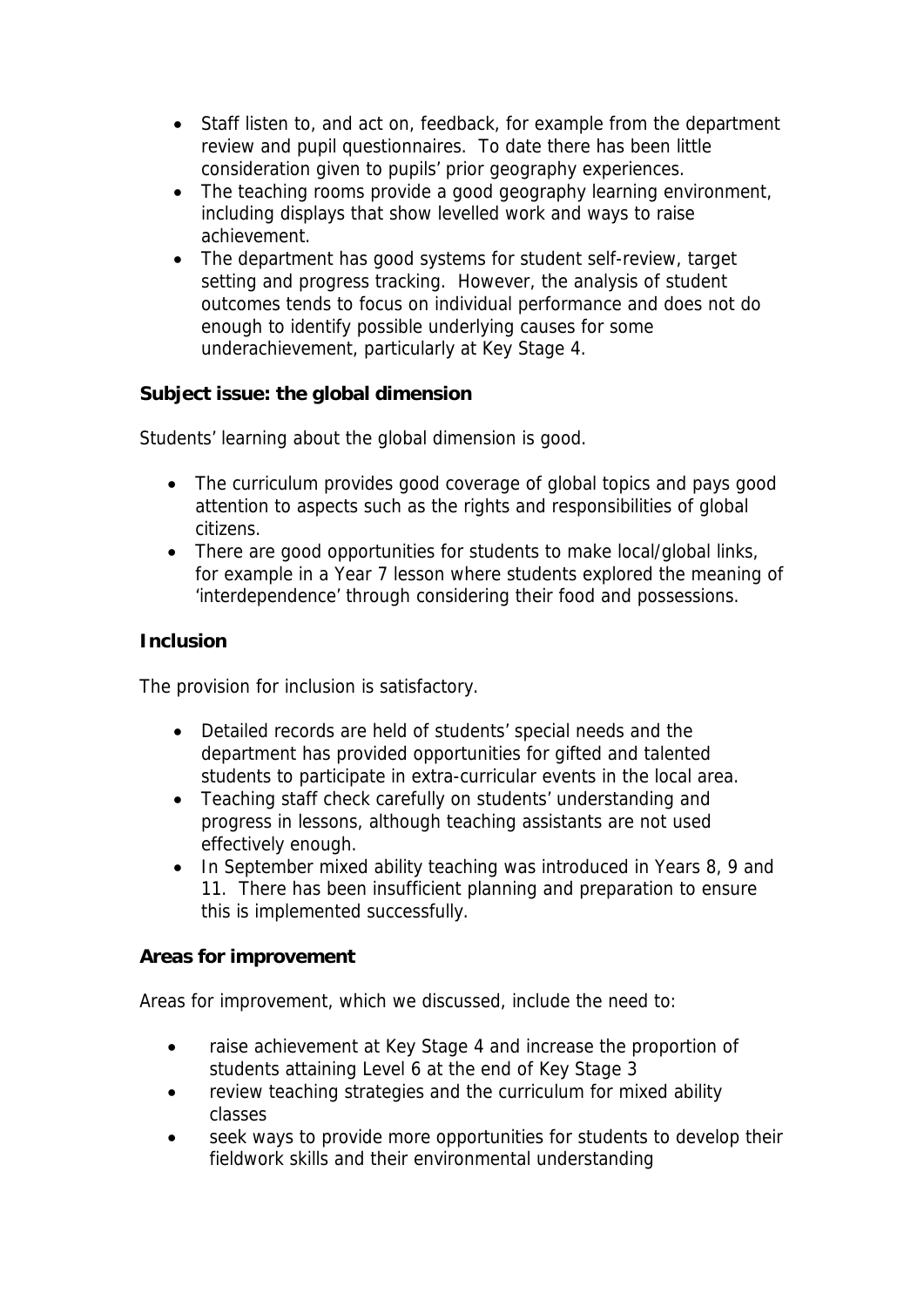- Staff listen to, and act on, feedback, for example from the department review and pupil questionnaires. To date there has been little consideration given to pupils' prior geography experiences.
- The teaching rooms provide a good geography learning environment, including displays that show levelled work and ways to raise achievement.
- The department has good systems for student self-review, target setting and progress tracking. However, the analysis of student outcomes tends to focus on individual performance and does not do enough to identify possible underlying causes for some underachievement, particularly at Key Stage 4.

**Subject issue: the global dimension**

Students' learning about the global dimension is good.

- The curriculum provides good coverage of global topics and pays good attention to aspects such as the rights and responsibilities of global citizens.
- There are good opportunities for students to make local/global links, for example in a Year 7 lesson where students explored the meaning of 'interdependence' through considering their food and possessions.

**Inclusion**

The provision for inclusion is satisfactory.

- Detailed records are held of students' special needs and the department has provided opportunities for gifted and talented students to participate in extra-curricular events in the local area.
- Teaching staff check carefully on students' understanding and progress in lessons, although teaching assistants are not used effectively enough.
- In September mixed ability teaching was introduced in Years 8, 9 and 11. There has been insufficient planning and preparation to ensure this is implemented successfully.

**Areas for improvement**

Areas for improvement, which we discussed, include the need to:

- raise achievement at Key Stage 4 and increase the proportion of students attaining Level 6 at the end of Key Stage 3
- review teaching strategies and the curriculum for mixed ability classes
- seek ways to provide more opportunities for students to develop their fieldwork skills and their environmental understanding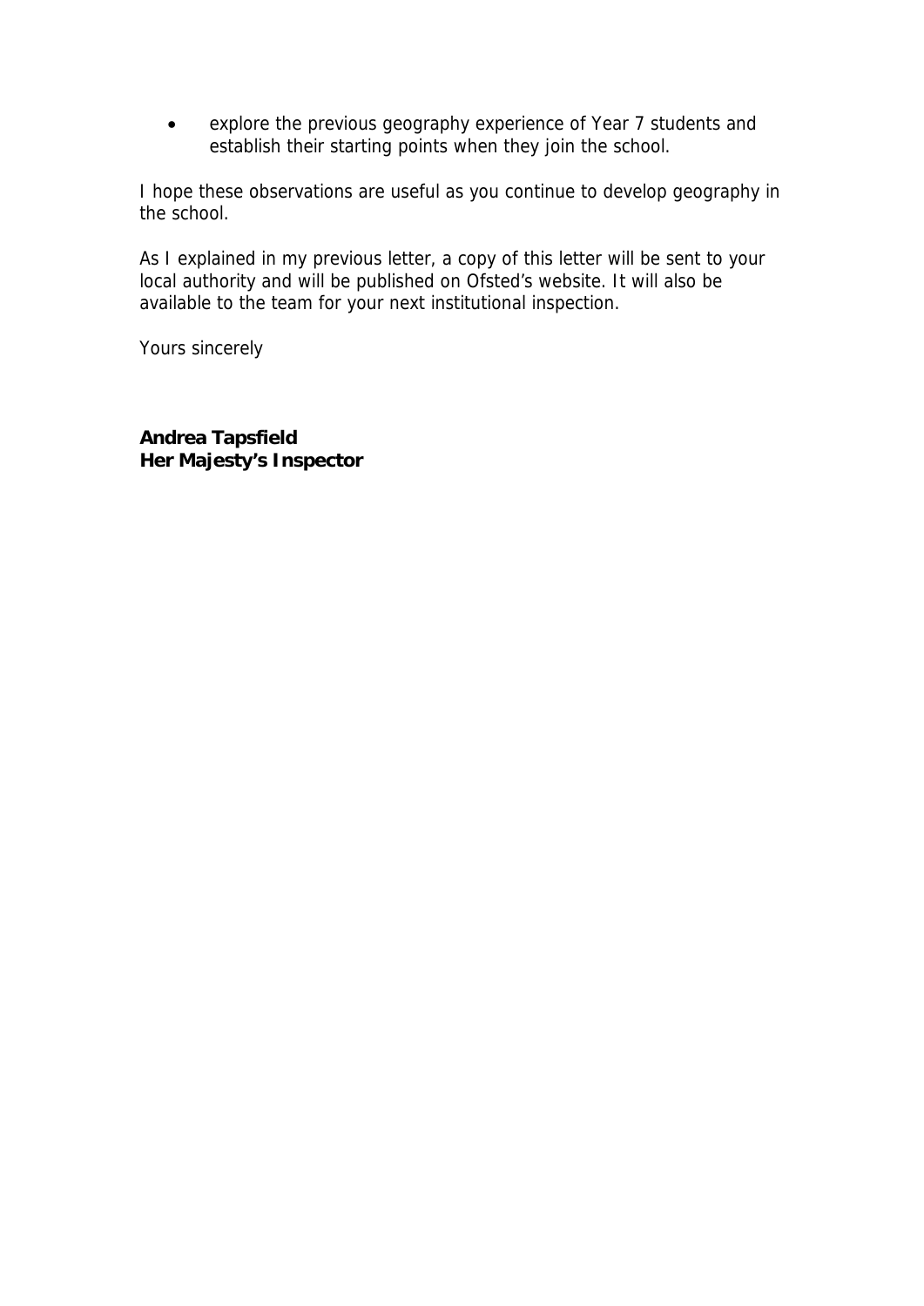- explore the previous geography experience of Year 7 students and establish their starting points when they join the school.

I hope these observations are useful as you continue to develop geography in the school.

As I explained in my previous letter, a copy of this letter will be sent to your local authority and will be published on Ofsted's website. It will also be available to the team for your next institutional inspection.

Yours sincerely

**Andrea Tapsfield**
**Her Majesty's Inspector**